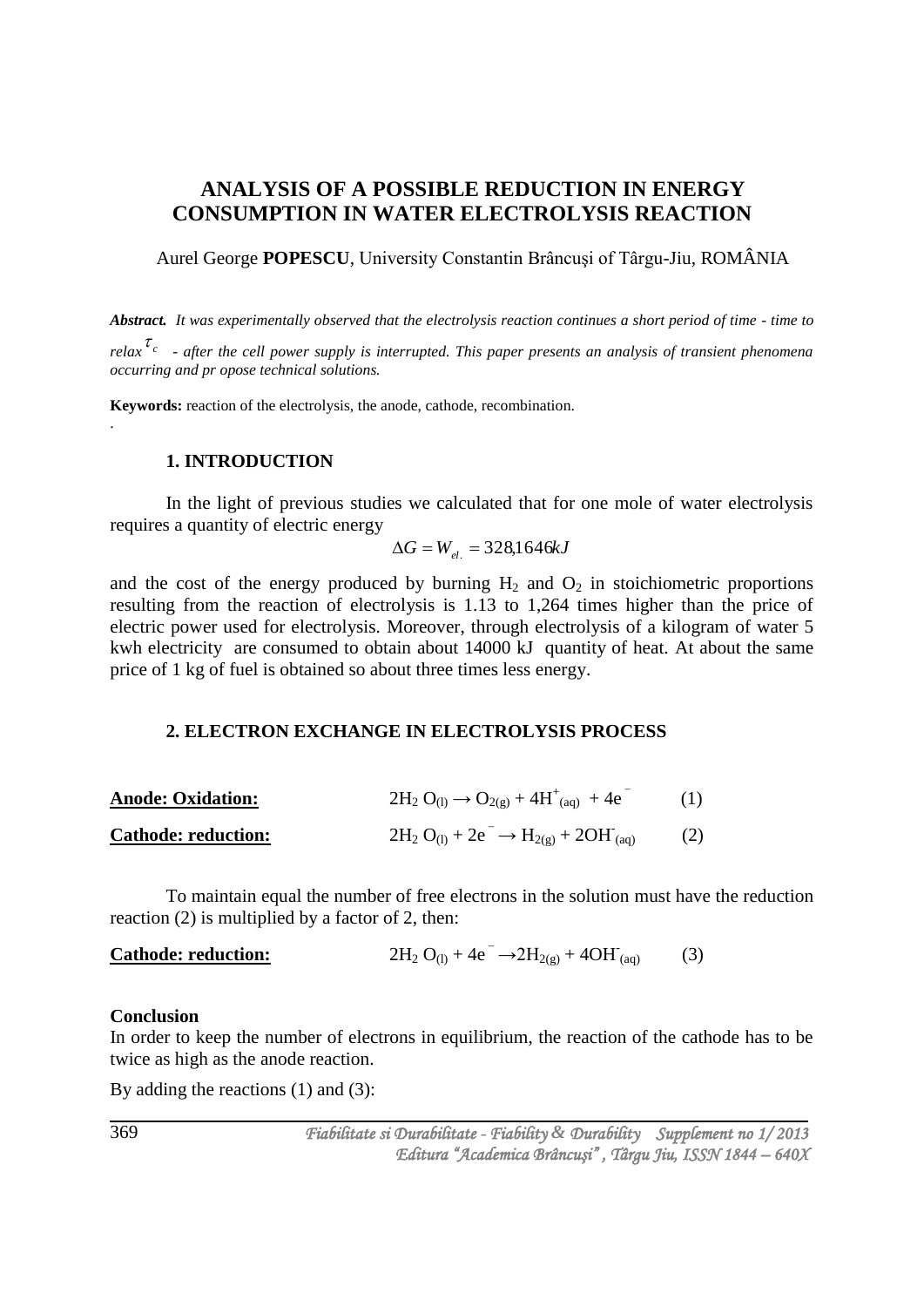# ANALYSIS OF A POSSIBLE REDUCTION IN ENERGY CONSUMPTION IN WATER ELECTROLYSIS REACTION

Aurel George **POPESCU**, University Constantin Brâncuşi of Târgu-Jiu, ROMÂNIA

***Abstract.*** *It was experimentally observed that the electrolysis reaction continues a short period of time - time to relax* $\tau_c$ *- after the cell power supply is interrupted. This paper presents an analysis of transient phenomena occurring and pr opose technical solutions.*

**Keywords:** reaction of the electrolysis, the anode, cathode, recombination.

## 1. INTRODUCTION

In the light of previous studies we calculated that for one mole of water electrolysis requires a quantity of electric energy

$$\Delta G = W_{el.} = 328{,}1646 kJ$$

and the cost of the energy produced by burning $H_2$ and $O_2$ in stoichiometric proportions resulting from the reaction of electrolysis is 1.13 to 1,264 times higher than the price of electric power used for electrolysis. Moreover, through electrolysis of a kilogram of water 5 kwh electricity are consumed to obtain about 14000 kJ quantity of heat. At about the same price of 1 kg of fuel is obtained so about three times less energy.

## 2. ELECTRON EXCHANGE IN ELECTROLYSIS PROCESS

**Anode: Oxidation:** $$2H_2O_{(l)} \rightarrow O_{2(g)} + 4H^+_{(aq)} + 4e^- \qquad (1)$$

**Cathode: reduction:** $$2H_2O_{(l)} + 2e^- \rightarrow H_{2(g)} + 2OH^-_{(aq)} \qquad (2)$$

To maintain equal the number of free electrons in the solution must have the reduction reaction (2) is multiplied by a factor of 2, then:

**Cathode: reduction:** $$2H_2O_{(l)} + 4e^- \rightarrow 2H_{2(g)} + 4OH^-_{(aq)} \qquad (3)$$

**Conclusion**

In order to keep the number of electrons in equilibrium, the reaction of the cathode has to be twice as high as the anode reaction.

By adding the reactions (1) and (3):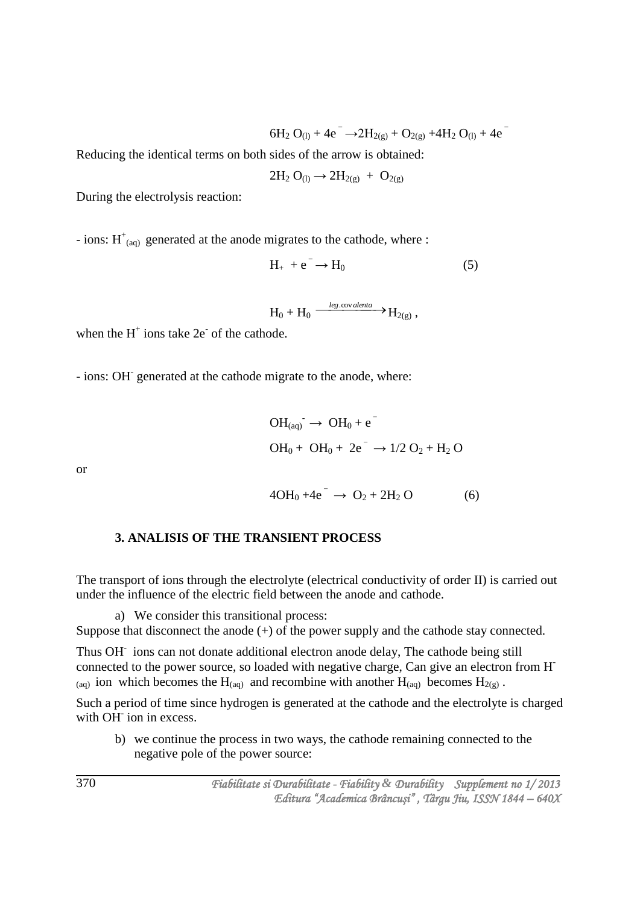$$6H_2O_{(l)} + 4e^- \rightarrow 2H_{2(g)} + O_{2(g)} + 4H_2O_{(l)} + 4e^-$$

Reducing the identical terms on both sides of the arrow is obtained:

$$2H_2O_{(l)} \rightarrow 2H_{2(g)} + O_{2(g)}$$

During the electrolysis reaction:

- ions: $H^+_{(aq)}$ generated at the anode migrates to the cathode, where :

$$H_+ + e^- \rightarrow H_0 \qquad (5)$$

$$H_0 + H_0 \xrightarrow{leg.covalenta} H_{2(g)},$$

when the $H^+$ ions take $2e^-$ of the cathode.

- ions: $OH^-$ generated at the cathode migrate to the anode, where:

$$OH_{(aq)}^- \rightarrow OH_0 + e^-$$

$$OH_0 + OH_0 + 2e^- \rightarrow 1/2\, O_2 + H_2O$$

or

$$4OH_0 + 4e^- \rightarrow O_2 + 2H_2O \qquad (6)$$

## 3. ANALISIS OF THE TRANSIENT PROCESS

The transport of ions through the electrolyte (electrical conductivity of order II) is carried out under the influence of the electric field between the anode and cathode.

a) We consider this transitional process:

Suppose that disconnect the anode (+) of the power supply and the cathode stay connected.

Thus $OH^-$ ions can not donate additional electron anode delay, The cathode being still connected to the power source, so loaded with negative charge, Can give an electron from $H^-_{(aq)}$ ion which becomes the $H_{(aq)}$ and recombine with another $H_{(aq)}$ becomes $H_{2(g)}$.

Such a period of time since hydrogen is generated at the cathode and the electrolyte is charged with $OH^-$ ion in excess.

b) we continue the process in two ways, the cathode remaining connected to the negative pole of the power source: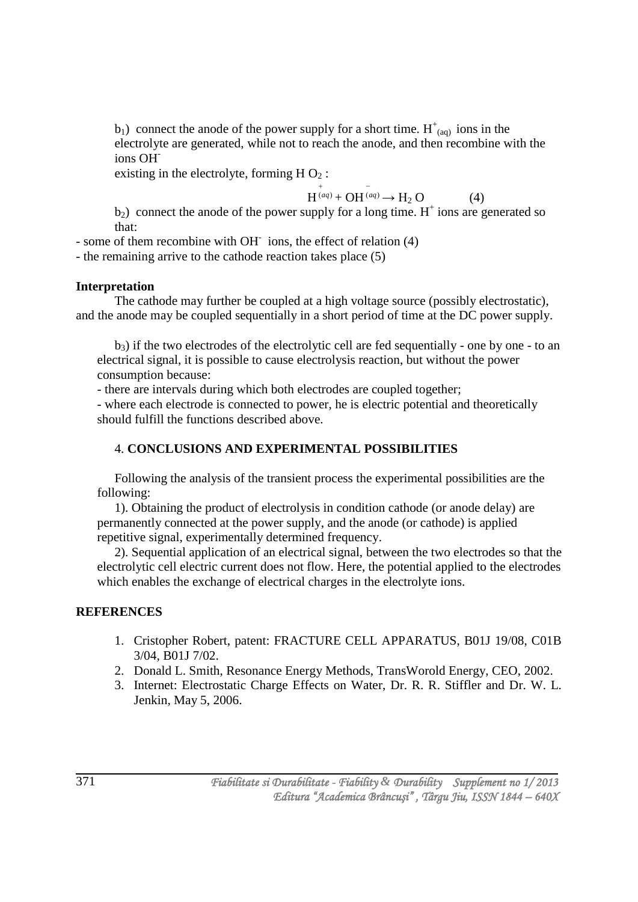b$_1$) connect the anode of the power supply for a short time. $H^+_{(aq)}$ ions in the electrolyte are generated, while not to reach the anode, and then recombine with the ions $OH^-$ existing in the electrolyte, forming $H\,O_2$ :

$$H^{+}_{(aq)} + OH^{-}_{(aq)} \rightarrow H_2\,O \qquad (4)$$

b$_2$) connect the anode of the power supply for a long time. $H^+$ ions are generated so that:

- some of them recombine with $OH^-$ ions, the effect of relation (4)
- the remaining arrive to the cathode reaction takes place (5)

**Interpretation**

The cathode may further be coupled at a high voltage source (possibly electrostatic), and the anode may be coupled sequentially in a short period of time at the DC power supply.

b$_3$) if the two electrodes of the electrolytic cell are fed sequentially - one by one - to an electrical signal, it is possible to cause electrolysis reaction, but without the power consumption because:

- there are intervals during which both electrodes are coupled together;
- where each electrode is connected to power, he is electric potential and theoretically should fulfill the functions described above.

## 4. CONCLUSIONS AND EXPERIMENTAL POSSIBILITIES

Following the analysis of the transient process the experimental possibilities are the following:

1). Obtaining the product of electrolysis in condition cathode (or anode delay) are permanently connected at the power supply, and the anode (or cathode) is applied repetitive signal, experimentally determined frequency.

2). Sequential application of an electrical signal, between the two electrodes so that the electrolytic cell electric current does not flow. Here, the potential applied to the electrodes which enables the exchange of electrical charges in the electrolyte ions.

## REFERENCES

1. Cristopher Robert, patent: FRACTURE CELL APPARATUS, B01J 19/08, C01B 3/04, B01J 7/02.
2. Donald L. Smith, Resonance Energy Methods, TransWorold Energy, CEO, 2002.
3. Internet: Electrostatic Charge Effects on Water, Dr. R. R. Stiffler and Dr. W. L. Jenkin, May 5, 2006.